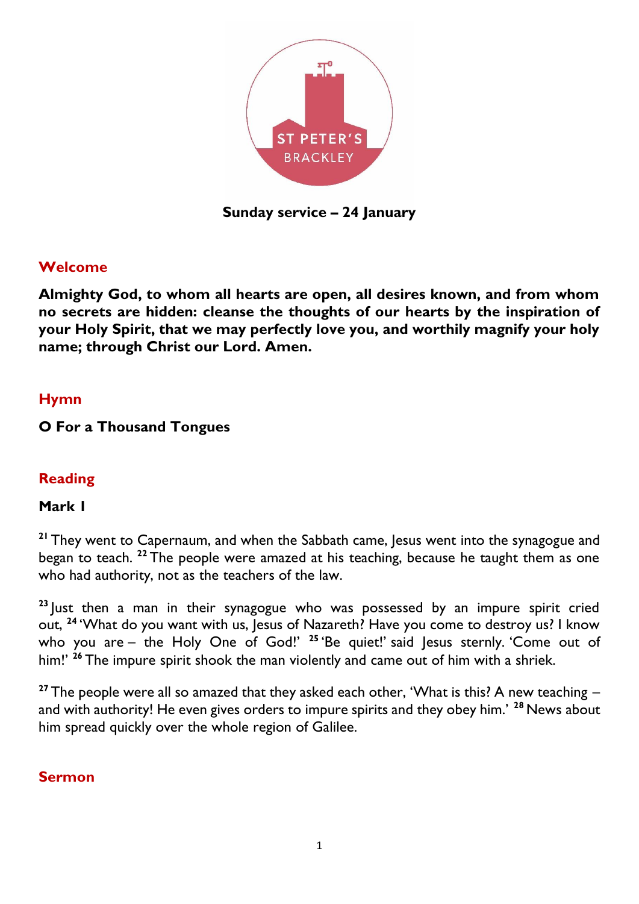ST PETER'S BRACKLEY

**Sunday service – 24 January**

## Welcome

**Almighty God, to whom all hearts are open, all desires known, and from whom no secrets are hidden: cleanse the thoughts of our hearts by the inspiration of your Holy Spirit, that we may perfectly love you, and worthily magnify your holy name; through Christ our Lord. Amen.**

## Hymn

**O For a Thousand Tongues**

## Reading

**Mark 1**

[21] They went to Capernaum, and when the Sabbath came, Jesus went into the synagogue and began to teach. [22] The people were amazed at his teaching, because he taught them as one who had authority, not as the teachers of the law.

[23] Just then a man in their synagogue who was possessed by an impure spirit cried out, [24] 'What do you want with us, Jesus of Nazareth? Have you come to destroy us? I know who you are – the Holy One of God!' [25] 'Be quiet!' said Jesus sternly. 'Come out of him!' [26] The impure spirit shook the man violently and came out of him with a shriek.

[27] The people were all so amazed that they asked each other, 'What is this? A new teaching – and with authority! He even gives orders to impure spirits and they obey him.' [28] News about him spread quickly over the whole region of Galilee.

## Sermon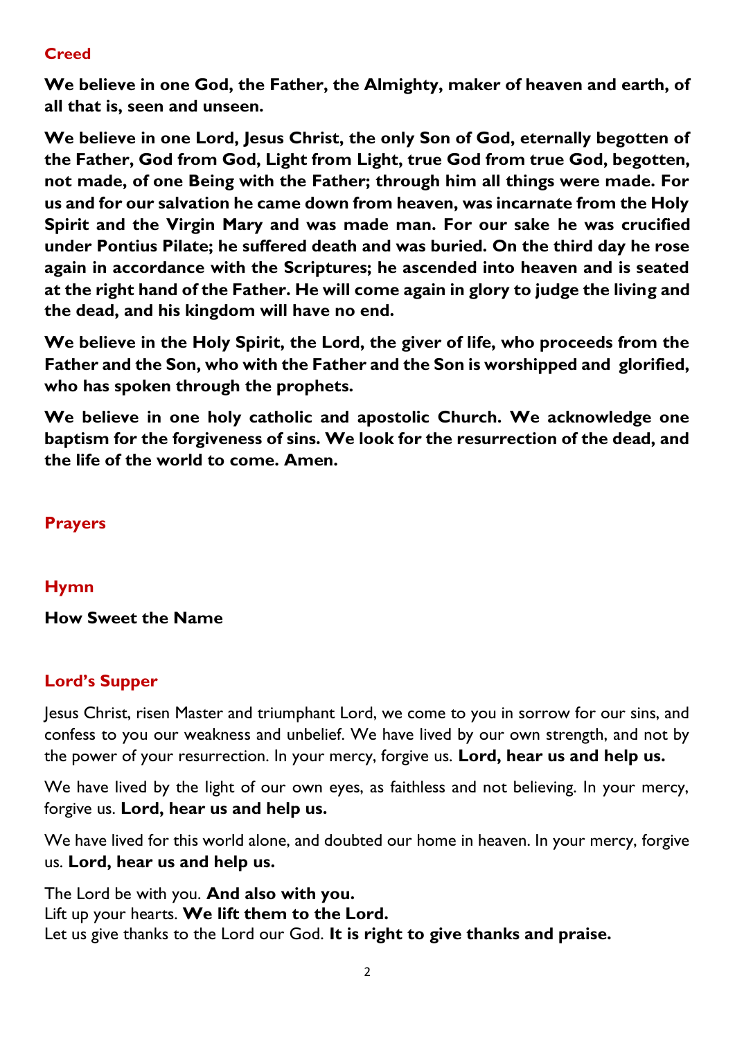## Creed

**We believe in one God, the Father, the Almighty, maker of heaven and earth, of all that is, seen and unseen.**

**We believe in one Lord, Jesus Christ, the only Son of God, eternally begotten of the Father, God from God, Light from Light, true God from true God, begotten, not made, of one Being with the Father; through him all things were made. For us and for our salvation he came down from heaven, was incarnate from the Holy Spirit and the Virgin Mary and was made man. For our sake he was crucified under Pontius Pilate; he suffered death and was buried. On the third day he rose again in accordance with the Scriptures; he ascended into heaven and is seated at the right hand of the Father. He will come again in glory to judge the living and the dead, and his kingdom will have no end.**

**We believe in the Holy Spirit, the Lord, the giver of life, who proceeds from the Father and the Son, who with the Father and the Son is worshipped and glorified, who has spoken through the prophets.**

**We believe in one holy catholic and apostolic Church. We acknowledge one baptism for the forgiveness of sins. We look for the resurrection of the dead, and the life of the world to come. Amen.**

## Prayers

## Hymn

**How Sweet the Name**

## Lord's Supper

Jesus Christ, risen Master and triumphant Lord, we come to you in sorrow for our sins, and confess to you our weakness and unbelief. We have lived by our own strength, and not by the power of your resurrection. In your mercy, forgive us. **Lord, hear us and help us.**

We have lived by the light of our own eyes, as faithless and not believing. In your mercy, forgive us. **Lord, hear us and help us.**

We have lived for this world alone, and doubted our home in heaven. In your mercy, forgive us. **Lord, hear us and help us.**

The Lord be with you. **And also with you.**
Lift up your hearts. **We lift them to the Lord.**
Let us give thanks to the Lord our God. **It is right to give thanks and praise.**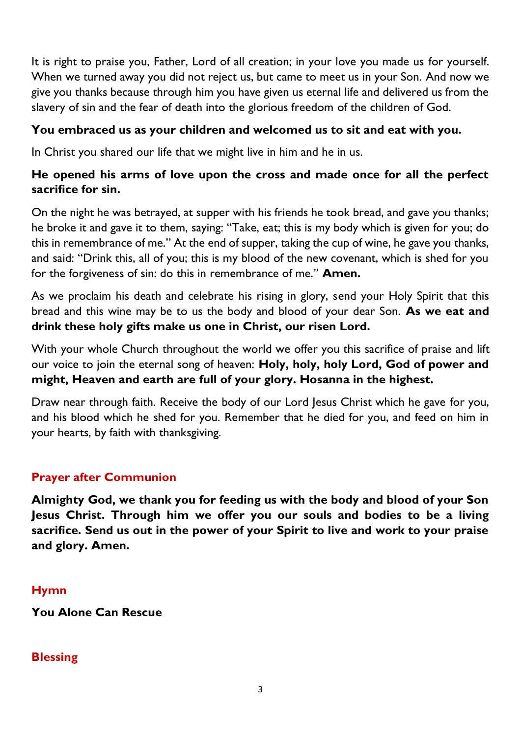It is right to praise you, Father, Lord of all creation; in your love you made us for yourself. When we turned away you did not reject us, but came to meet us in your Son. And now we give you thanks because through him you have given us eternal life and delivered us from the slavery of sin and the fear of death into the glorious freedom of the children of God.

**You embraced us as your children and welcomed us to sit and eat with you.**

In Christ you shared our life that we might live in him and he in us.

**He opened his arms of love upon the cross and made once for all the perfect sacrifice for sin.**

On the night he was betrayed, at supper with his friends he took bread, and gave you thanks; he broke it and gave it to them, saying: "Take, eat; this is my body which is given for you; do this in remembrance of me." At the end of supper, taking the cup of wine, he gave you thanks, and said: "Drink this, all of you; this is my blood of the new covenant, which is shed for you for the forgiveness of sin: do this in remembrance of me." **Amen.**

As we proclaim his death and celebrate his rising in glory, send your Holy Spirit that this bread and this wine may be to us the body and blood of your dear Son. **As we eat and drink these holy gifts make us one in Christ, our risen Lord.**

With your whole Church throughout the world we offer you this sacrifice of praise and lift our voice to join the eternal song of heaven: **Holy, holy, holy Lord, God of power and might, Heaven and earth are full of your glory. Hosanna in the highest.**

Draw near through faith. Receive the body of our Lord Jesus Christ which he gave for you, and his blood which he shed for you. Remember that he died for you, and feed on him in your hearts, by faith with thanksgiving.

## Prayer after Communion

**Almighty God, we thank you for feeding us with the body and blood of your Son Jesus Christ. Through him we offer you our souls and bodies to be a living sacrifice. Send us out in the power of your Spirit to live and work to your praise and glory. Amen.**

## Hymn

**You Alone Can Rescue**

## Blessing